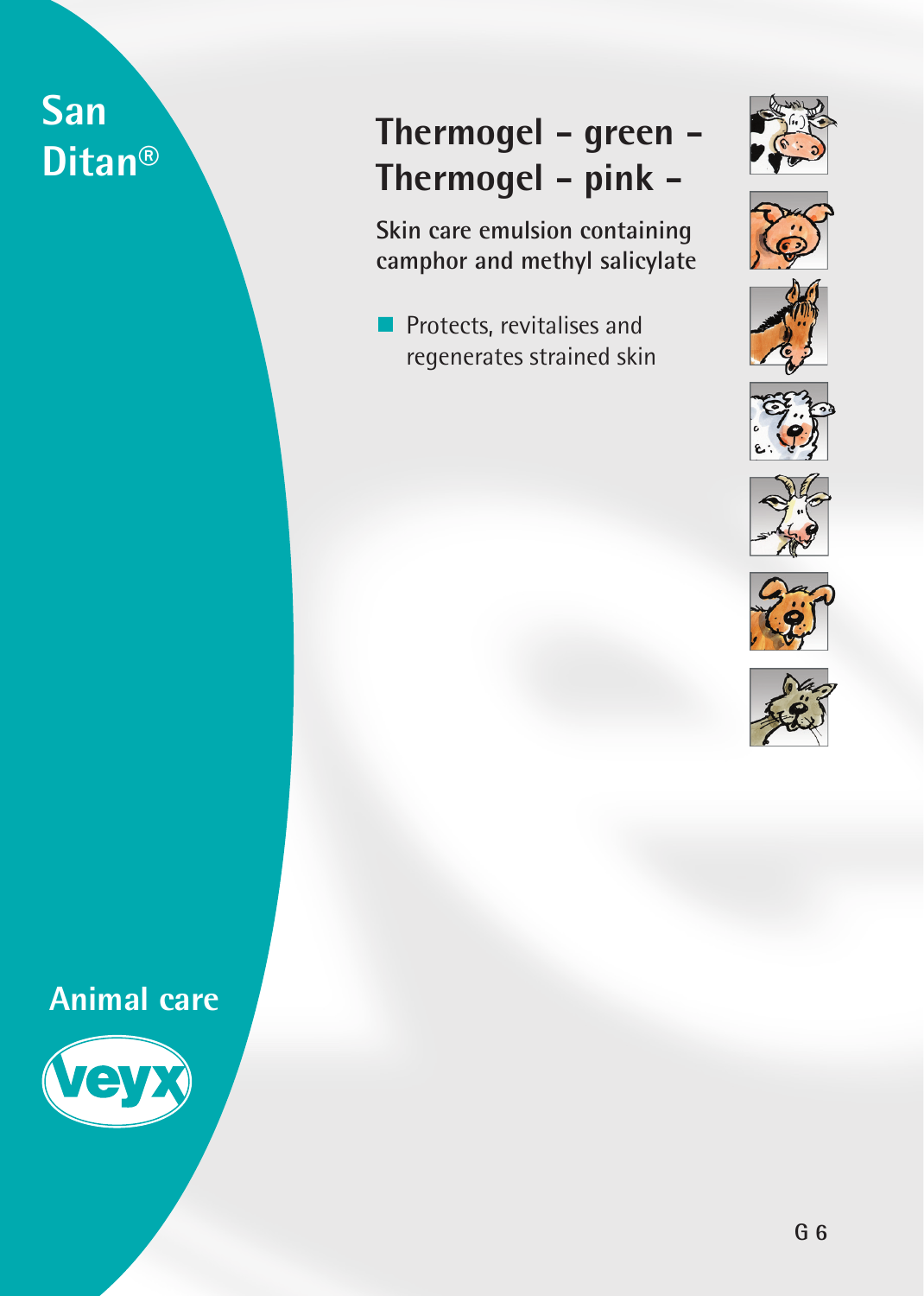San Ditan®

# Thermogel - green - Thermogel - pink -

**Skin care emulsion containing camphor and methyl salicylate**

- Protects, revitalises and regenerates strained skin

**Animal care**

veyx

G 6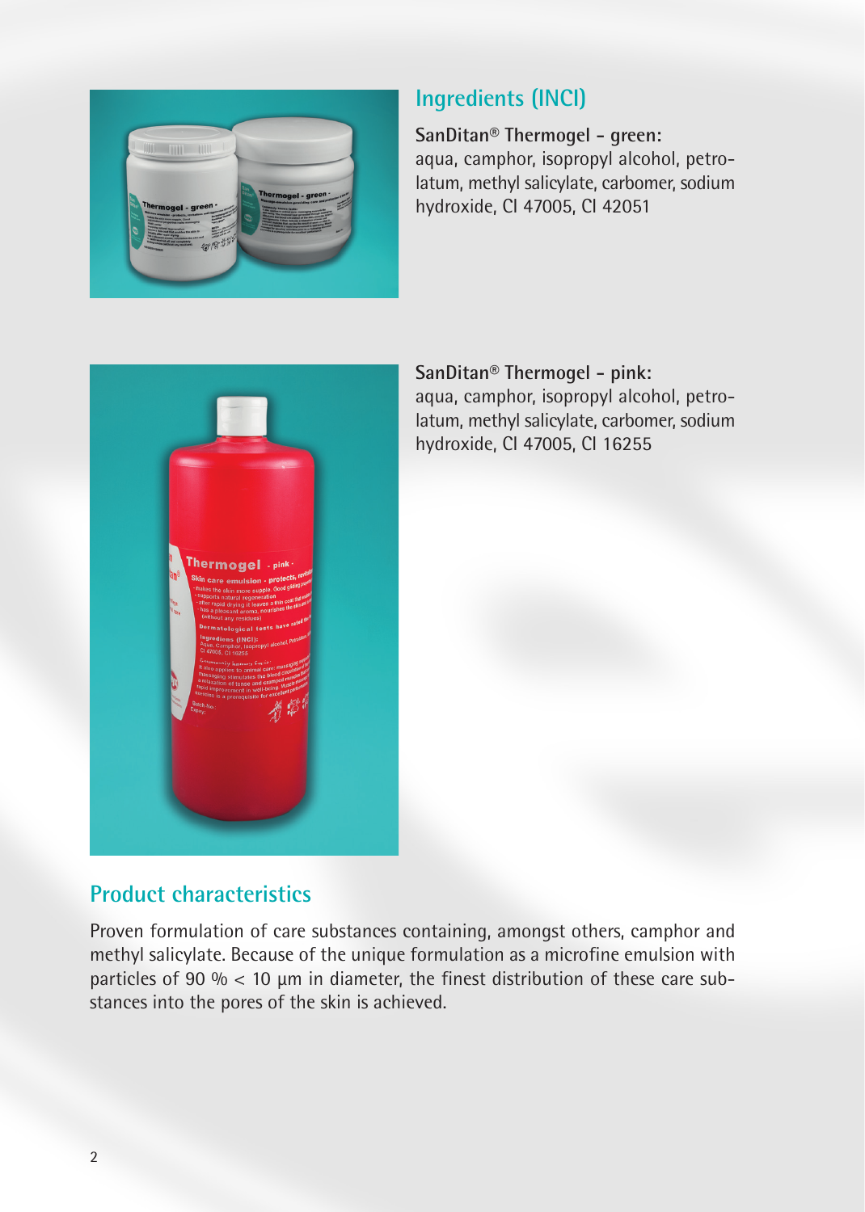## Ingredients (INCI)

**SanDitan® Thermogel – green:**
aqua, camphor, isopropyl alcohol, petrolatum, methyl salicylate, carbomer, sodium hydroxide, CI 47005, CI 42051

**SanDitan® Thermogel – pink:**
aqua, camphor, isopropyl alcohol, petrolatum, methyl salicylate, carbomer, sodium hydroxide, CI 47005, CI 16255

## Product characteristics

Proven formulation of care substances containing, amongst others, camphor and methyl salicylate. Because of the unique formulation as a microfine emulsion with particles of 90 % < 10 µm in diameter, the finest distribution of these care substances into the pores of the skin is achieved.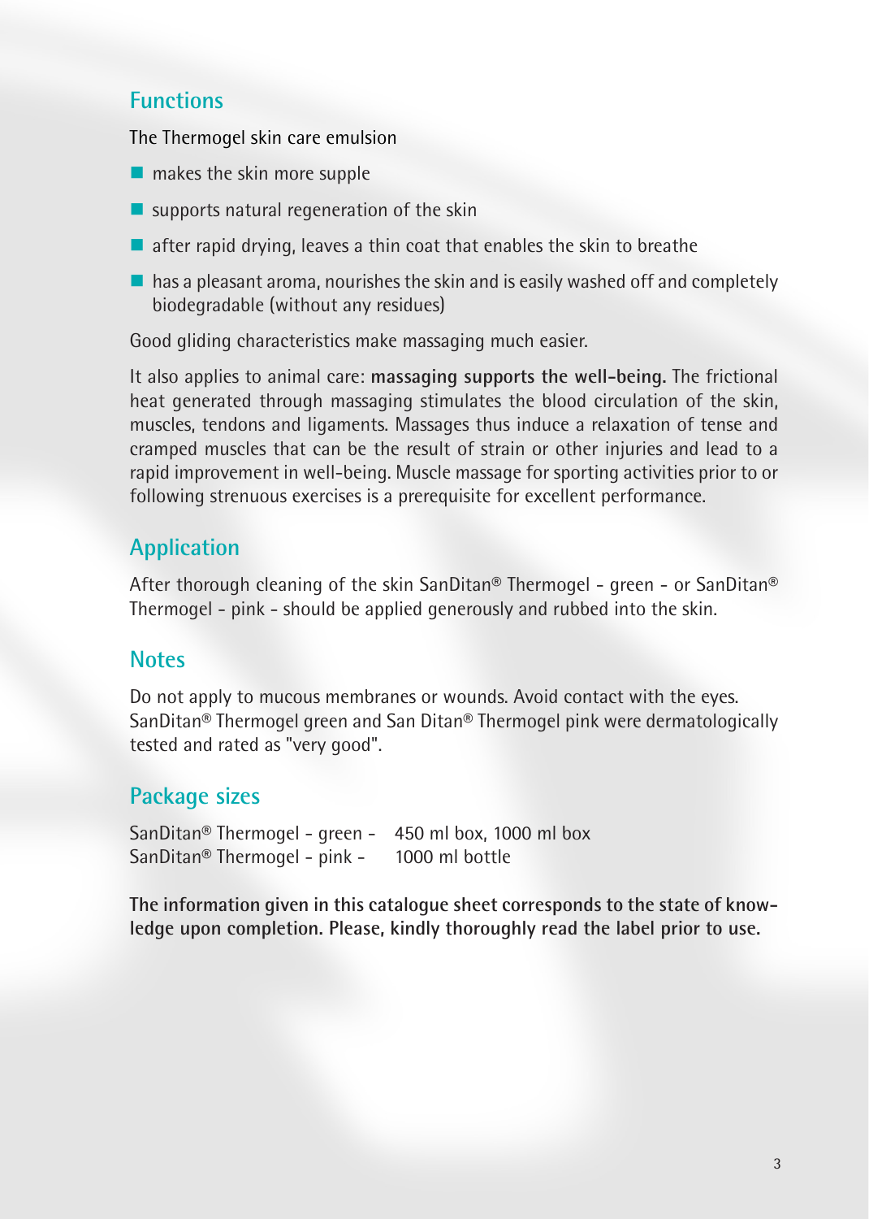## Functions

The Thermogel skin care emulsion

- makes the skin more supple
- supports natural regeneration of the skin
- after rapid drying, leaves a thin coat that enables the skin to breathe
- has a pleasant aroma, nourishes the skin and is easily washed off and completely biodegradable (without any residues)

Good gliding characteristics make massaging much easier.

It also applies to animal care: **massaging supports the well-being.** The frictional heat generated through massaging stimulates the blood circulation of the skin, muscles, tendons and ligaments. Massages thus induce a relaxation of tense and cramped muscles that can be the result of strain or other injuries and lead to a rapid improvement in well-being. Muscle massage for sporting activities prior to or following strenuous exercises is a prerequisite for excellent performance.

## Application

After thorough cleaning of the skin SanDitan® Thermogel - green - or SanDitan® Thermogel - pink - should be applied generously and rubbed into the skin.

## Notes

Do not apply to mucous membranes or wounds. Avoid contact with the eyes. SanDitan® Thermogel green and San Ditan® Thermogel pink were dermatologically tested and rated as "very good".

## Package sizes

| | |
|---|---|
| SanDitan® Thermogel - green - | 450 ml box, 1000 ml box |
| SanDitan® Thermogel - pink - | 1000 ml bottle |

**The information given in this catalogue sheet corresponds to the state of knowledge upon completion. Please, kindly thoroughly read the label prior to use.**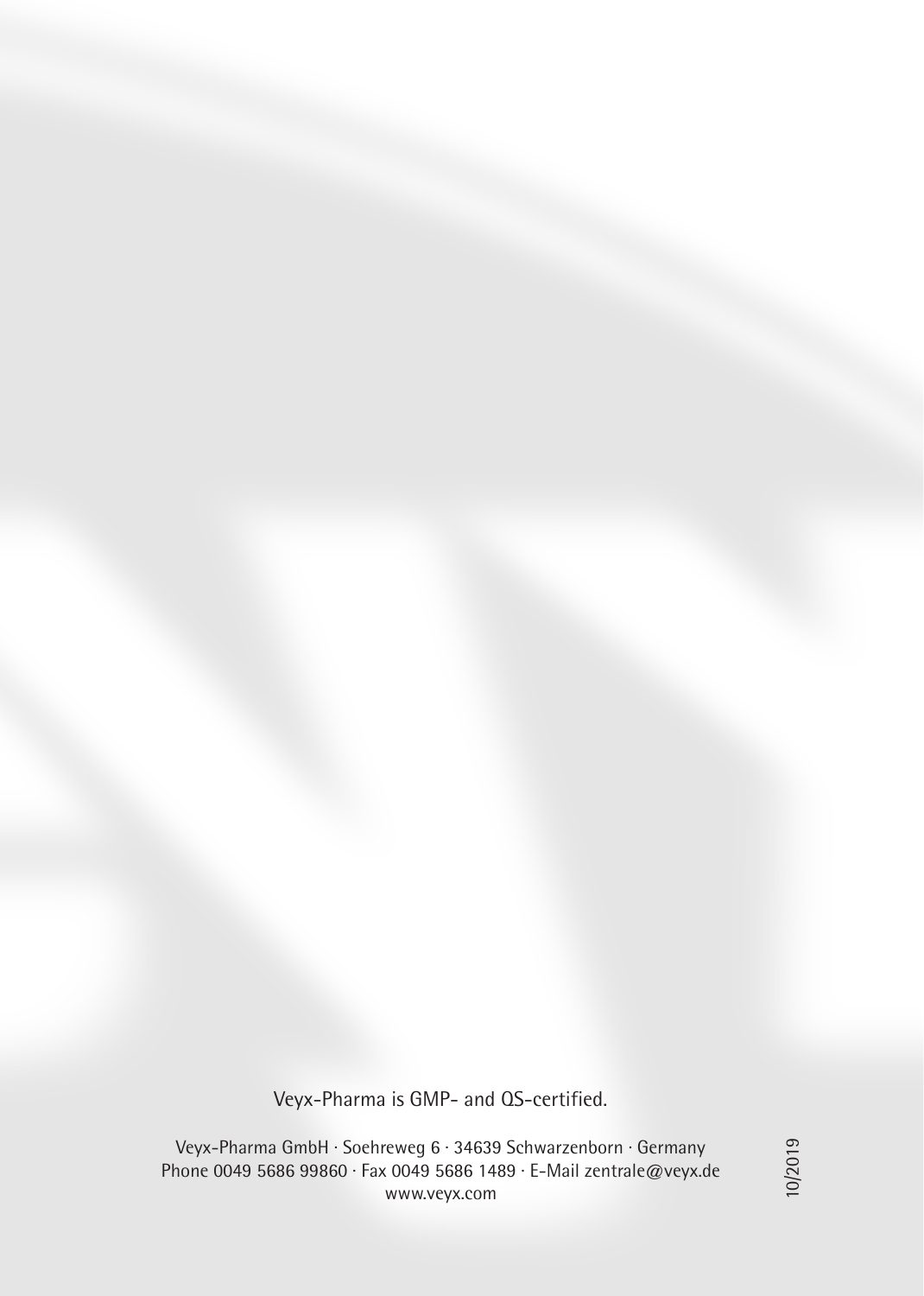Veyx-Pharma is GMP- and QS-certified.

Veyx-Pharma GmbH · Soehreweg 6 · 34639 Schwarzenborn · Germany
Phone 0049 5686 99860 · Fax 0049 5686 1489 · E-Mail zentrale@veyx.de
www.veyx.com

10/2019